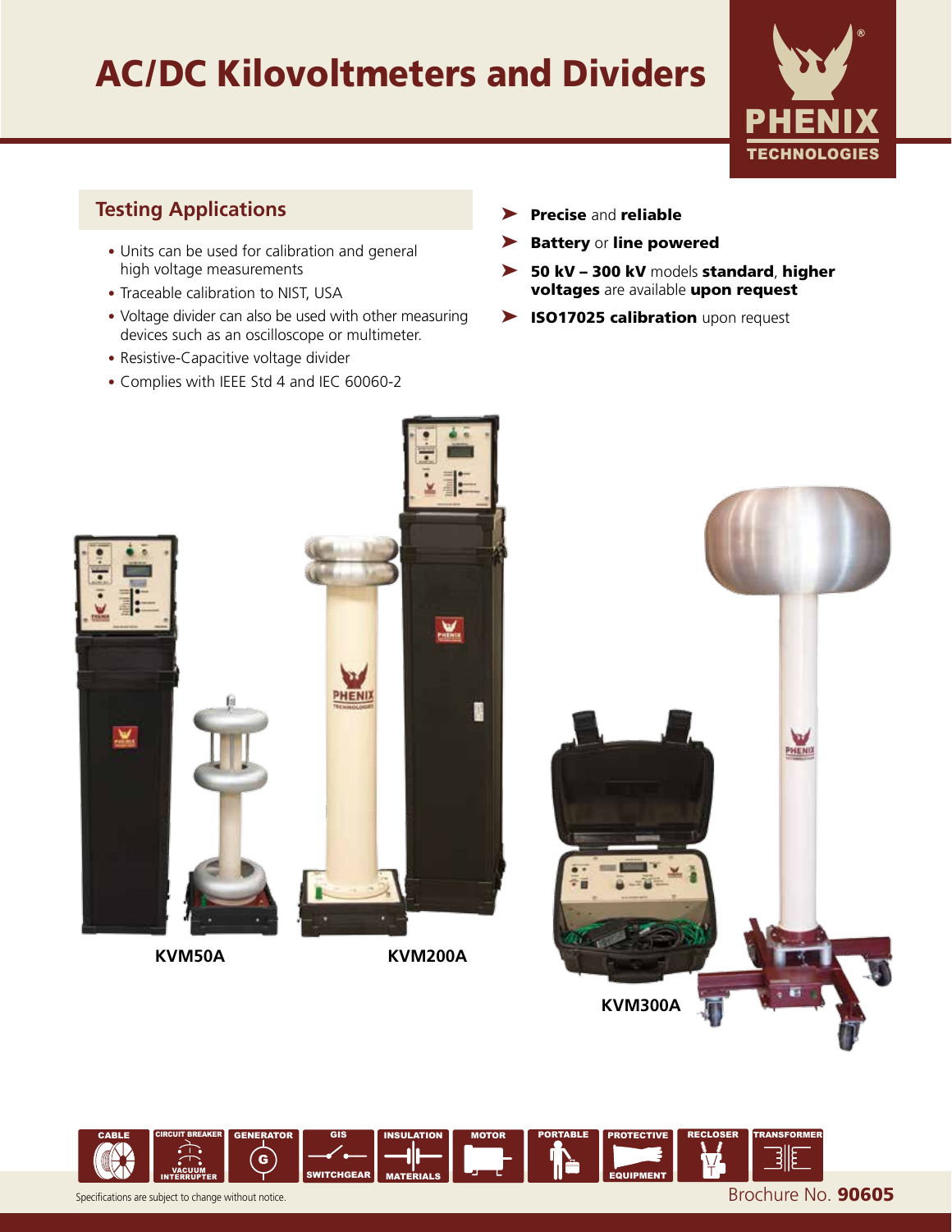# AC/DC Kilovoltmeters and Dividers

## Testing Application**s**

- Units can be used for calibration and general high voltage measurements
- Traceable calibration to NIST, USA
- Voltage divider can also be used with other measuring devices such as an oscilloscope or multimeter.
- Resistive-Capacitive voltage divider
- Complies with IEEE Std 4 and IEC 60060-2

- **Precise** and **reliable**
- **Battery** or **line powered**
- **50 kV – 300 kV** models **standard**, **higher voltages** are available **upon request**
- **ISO17025 calibration** upon request

**KVM50A**

**KVM200A**

**KVM300A**

CABLE | CIRCUIT BREAKER VACUUM INTERRUPTER | GENERATOR | GIS SWITCHGEAR | INSULATION MATERIALS | MOTOR | PORTABLE | PROTECTIVE EQUIPMENT | RECLOSER | TRANSFORMER

Specifications are subject to change without notice.

Brochure No. **90605**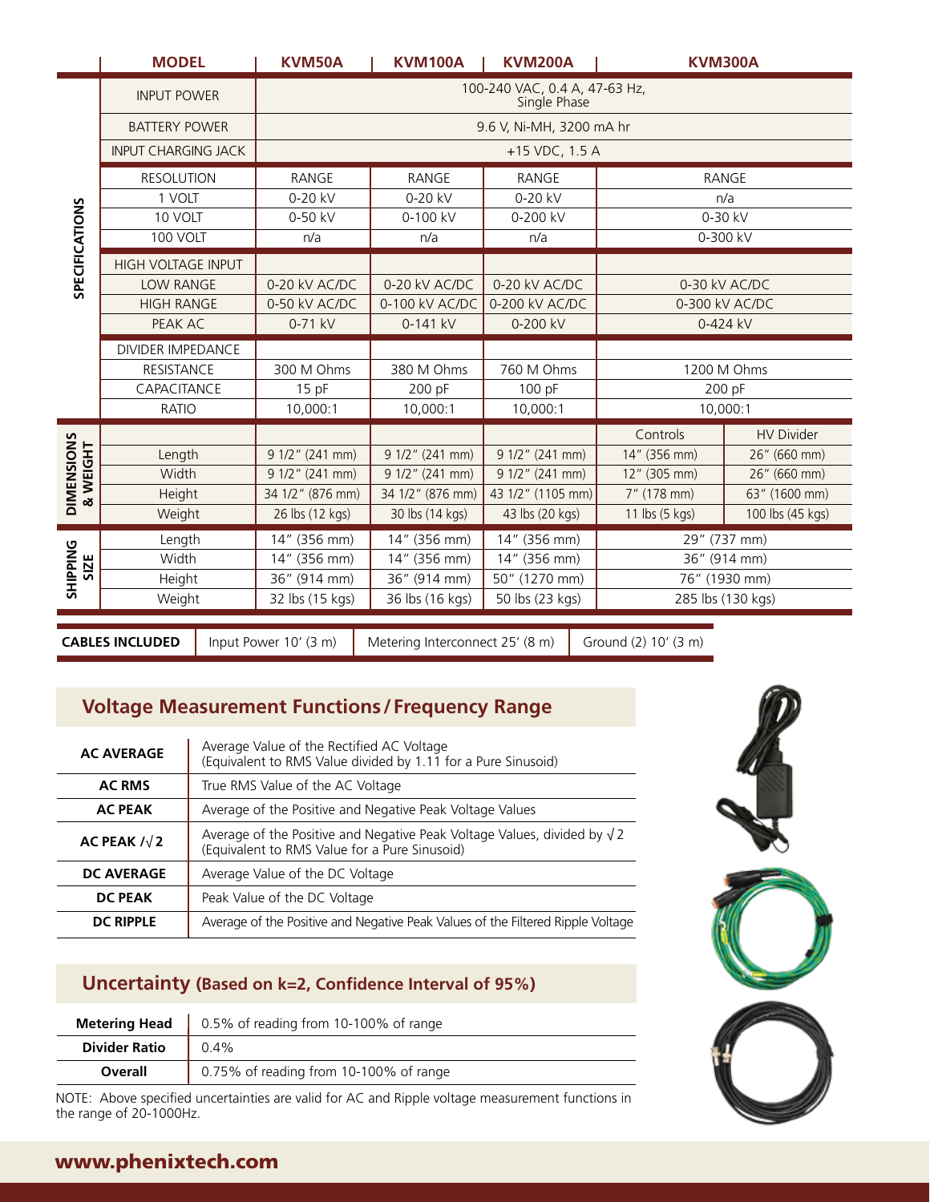| | MODEL | KVM50A | KVM100A | KVM200A | KVM300A | |
|---|---|---|---|---|---|---|
| SPECIFICATIONS | INPUT POWER | 100-240 VAC, 0.4 A, 47-63 Hz, Single Phase | | | | |
| | BATTERY POWER | 9.6 V, Ni-MH, 3200 mA hr | | | | |
| | INPUT CHARGING JACK | +15 VDC, 1.5 A | | | | |
| | RESOLUTION | RANGE | RANGE | RANGE | RANGE | |
| | 1 VOLT | 0-20 kV | 0-20 kV | 0-20 kV | n/a | |
| | 10 VOLT | 0-50 kV | 0-100 kV | 0-200 kV | 0-30 kV | |
| | 100 VOLT | n/a | n/a | n/a | 0-300 kV | |
| | HIGH VOLTAGE INPUT | | | | | |
| | LOW RANGE | 0-20 kV AC/DC | 0-20 kV AC/DC | 0-20 kV AC/DC | 0-30 kV AC/DC | |
| | HIGH RANGE | 0-50 kV AC/DC | 0-100 kV AC/DC | 0-200 kV AC/DC | 0-300 kV AC/DC | |
| | PEAK AC | 0-71 kV | 0-141 kV | 0-200 kV | 0-424 kV | |
| | DIVIDER IMPEDANCE | | | | | |
| | RESISTANCE | 300 M Ohms | 380 M Ohms | 760 M Ohms | 1200 M Ohms | |
| | CAPACITANCE | 15 pF | 200 pF | 100 pF | 200 pF | |
| | RATIO | 10,000:1 | 10,000:1 | 10,000:1 | 10,000:1 | |
| DIMENSIONS & WEIGHT | | | | | Controls | HV Divider |
| | Length | 9 1/2" (241 mm) | 9 1/2" (241 mm) | 9 1/2" (241 mm) | 14" (356 mm) | 26" (660 mm) |
| | Width | 9 1/2" (241 mm) | 9 1/2" (241 mm) | 9 1/2" (241 mm) | 12" (305 mm) | 26" (660 mm) |
| | Height | 34 1/2" (876 mm) | 34 1/2" (876 mm) | 43 1/2" (1105 mm) | 7" (178 mm) | 63" (1600 mm) |
| | Weight | 26 lbs (12 kgs) | 30 lbs (14 kgs) | 43 lbs (20 kgs) | 11 lbs (5 kgs) | 100 lbs (45 kgs) |
| SHIPPING SIZE | Length | 14" (356 mm) | 14" (356 mm) | 14" (356 mm) | 29" (737 mm) | |
| | Width | 14" (356 mm) | 14" (356 mm) | 14" (356 mm) | 36" (914 mm) | |
| | Height | 36" (914 mm) | 36" (914 mm) | 50" (1270 mm) | 76" (1930 mm) | |
| | Weight | 32 lbs (15 kgs) | 36 lbs (16 kgs) | 50 lbs (23 kgs) | 285 lbs (130 kgs) | |

| CABLES INCLUDED | Input Power 10' (3 m) | Metering Interconnect 25' (8 m) | Ground (2) 10' (3 m) |
|---|---|---|---|

## Voltage Measurement Functions / Frequency Range

| | |
|---|---|
| **AC AVERAGE** | Average Value of the Rectified AC Voltage (Equivalent to RMS Value divided by 1.11 for a Pure Sinusoid) |
| **AC RMS** | True RMS Value of the AC Voltage |
| **AC PEAK** | Average of the Positive and Negative Peak Voltage Values |
| **AC PEAK /√2** | Average of the Positive and Negative Peak Voltage Values, divided by √2 (Equivalent to RMS Value for a Pure Sinusoid) |
| **DC AVERAGE** | Average Value of the DC Voltage |
| **DC PEAK** | Peak Value of the DC Voltage |
| **DC RIPPLE** | Average of the Positive and Negative Peak Values of the Filtered Ripple Voltage |

## Uncertainty (Based on k=2, Confidence Interval of 95%)

| | |
|---|---|
| **Metering Head** | 0.5% of reading from 10-100% of range |
| **Divider Ratio** | 0.4% |
| **Overall** | 0.75% of reading from 10-100% of range |

NOTE: Above specified uncertainties are valid for AC and Ripple voltage measurement functions in the range of 20-1000Hz.

**www.phenixtech.com**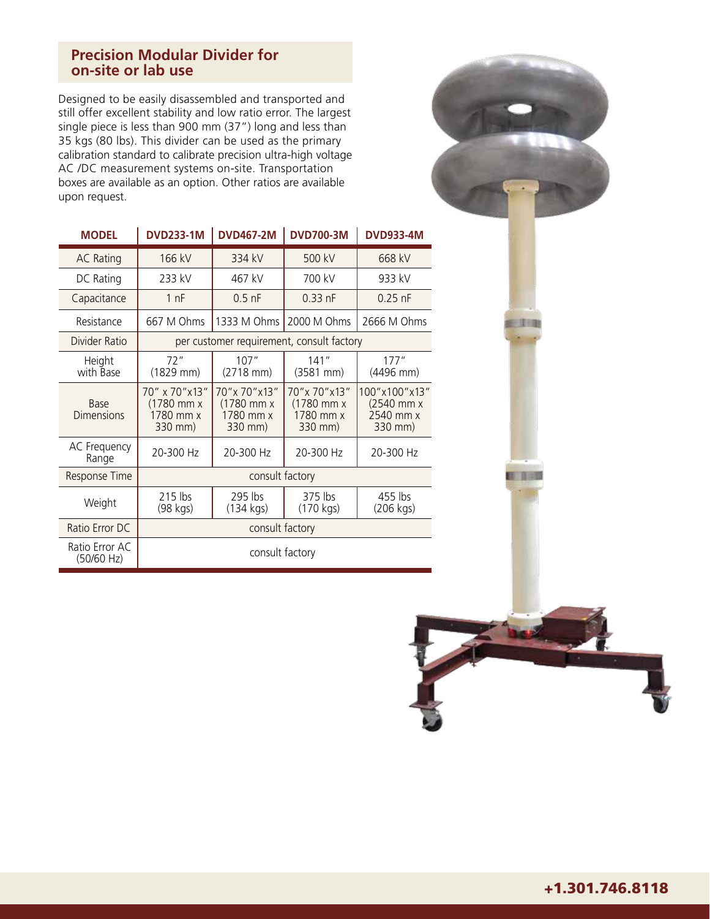## Precision Modular Divider for on-site or lab use

Designed to be easily disassembled and transported and still offer excellent stability and low ratio error. The largest single piece is less than 900 mm (37") long and less than 35 kgs (80 lbs). This divider can be used as the primary calibration standard to calibrate precision ultra-high voltage AC /DC measurement systems on-site. Transportation boxes are available as an option. Other ratios are available upon request.

| MODEL | DVD233-1M | DVD467-2M | DVD700-3M | DVD933-4M |
|---|---|---|---|---|
| AC Rating | 166 kV | 334 kV | 500 kV | 668 kV |
| DC Rating | 233 kV | 467 kV | 700 kV | 933 kV |
| Capacitance | 1 nF | 0.5 nF | 0.33 nF | 0.25 nF |
| Resistance | 667 M Ohms | 1333 M Ohms | 2000 M Ohms | 2666 M Ohms |
| Divider Ratio | per customer requirement, consult factory | | | |
| Height with Base | 72" (1829 mm) | 107" (2718 mm) | 141" (3581 mm) | 177" (4496 mm) |
| Base Dimensions | 70" x 70"x13" (1780 mm x 1780 mm x 330 mm) | 70"x 70"x13" (1780 mm x 1780 mm x 330 mm) | 70"x 70"x13" (1780 mm x 1780 mm x 330 mm) | 100"x100"x13" (2540 mm x 2540 mm x 330 mm) |
| AC Frequency Range | 20-300 Hz | 20-300 Hz | 20-300 Hz | 20-300 Hz |
| Response Time | consult factory | | | |
| Weight | 215 lbs (98 kgs) | 295 lbs (134 kgs) | 375 lbs (170 kgs) | 455 lbs (206 kgs) |
| Ratio Error DC | consult factory | | | |
| Ratio Error AC (50/60 Hz) | consult factory | | | |

**+1.301.746.8118**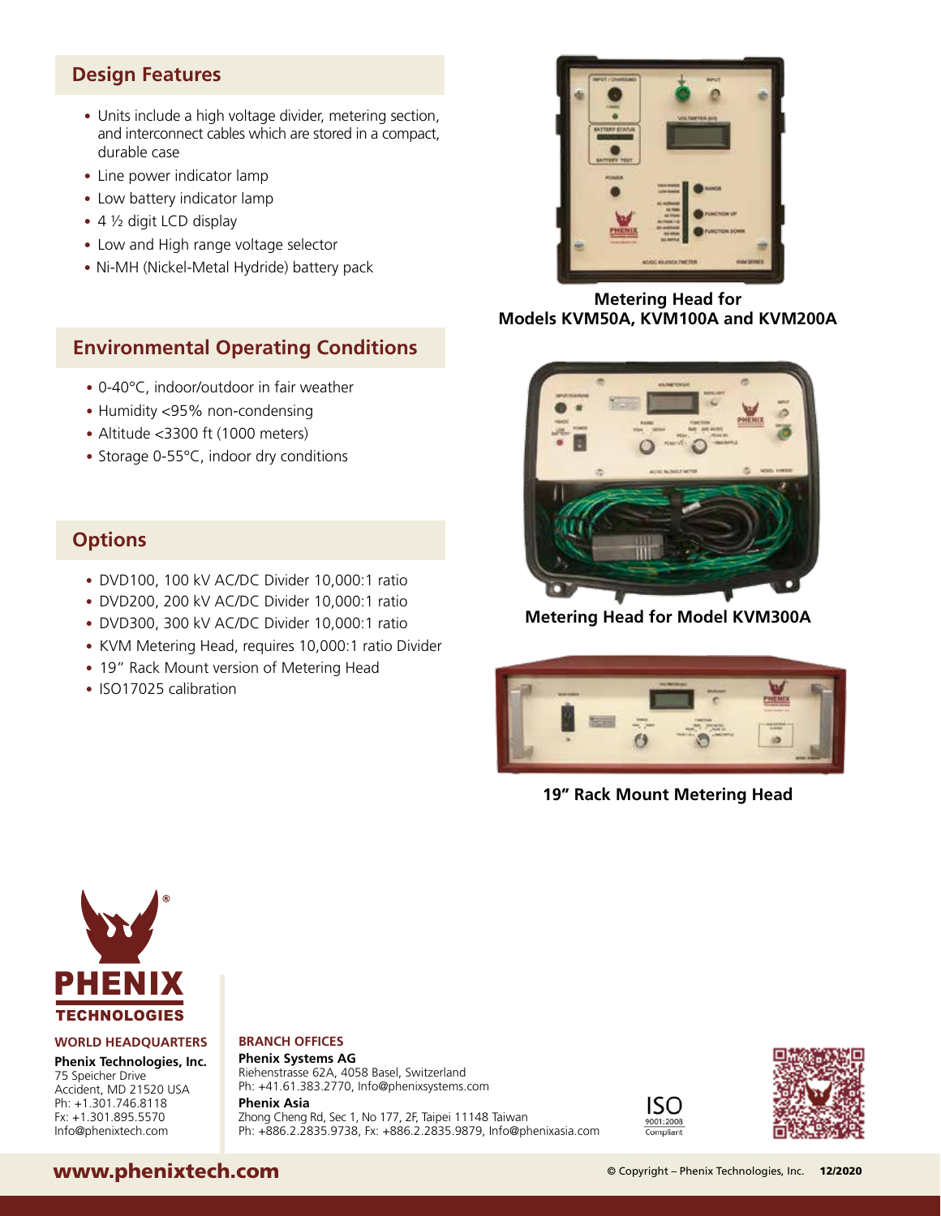## Design Features

- Units include a high voltage divider, metering section, and interconnect cables which are stored in a compact, durable case
- Line power indicator lamp
- Low battery indicator lamp
- 4 ½ digit LCD display
- Low and High range voltage selector
- Ni-MH (Nickel-Metal Hydride) battery pack

## Environmental Operating Conditions

- 0-40°C, indoor/outdoor in fair weather
- Humidity <95% non-condensing
- Altitude <3300 ft (1000 meters)
- Storage 0-55°C, indoor dry conditions

## Options

- DVD100, 100 kV AC/DC Divider 10,000:1 ratio
- DVD200, 200 kV AC/DC Divider 10,000:1 ratio
- DVD300, 300 kV AC/DC Divider 10,000:1 ratio
- KVM Metering Head, requires 10,000:1 ratio Divider
- 19" Rack Mount version of Metering Head
- ISO17025 calibration

**Metering Head for Models KVM50A, KVM100A and KVM200A**

**Metering Head for Model KVM300A**

**19" Rack Mount Metering Head**

PHENIX TECHNOLOGIES

**WORLD HEADQUARTERS**

**Phenix Technologies, Inc.**
75 Speicher Drive
Accident, MD 21520 USA
Ph: +1.301.746.8118
Fx: +1.301.895.5570
Info@phenixtech.com

**BRANCH OFFICES**

**Phenix Systems AG**
Riehenstrasse 62A, 4058 Basel, Switzerland
Ph: +41.61.383.2770, Info@phenixsystems.com

**Phenix Asia**
Zhong Cheng Rd, Sec 1, No 177, 2F, Taipei 11148 Taiwan
Ph: +886.2.2835.9738, Fx: +886.2.2835.9879, Info@phenixasia.com

ISO 9001:2008 Compliant

**www.phenixtech.com**

© Copyright – Phenix Technologies, Inc. **12/2020**